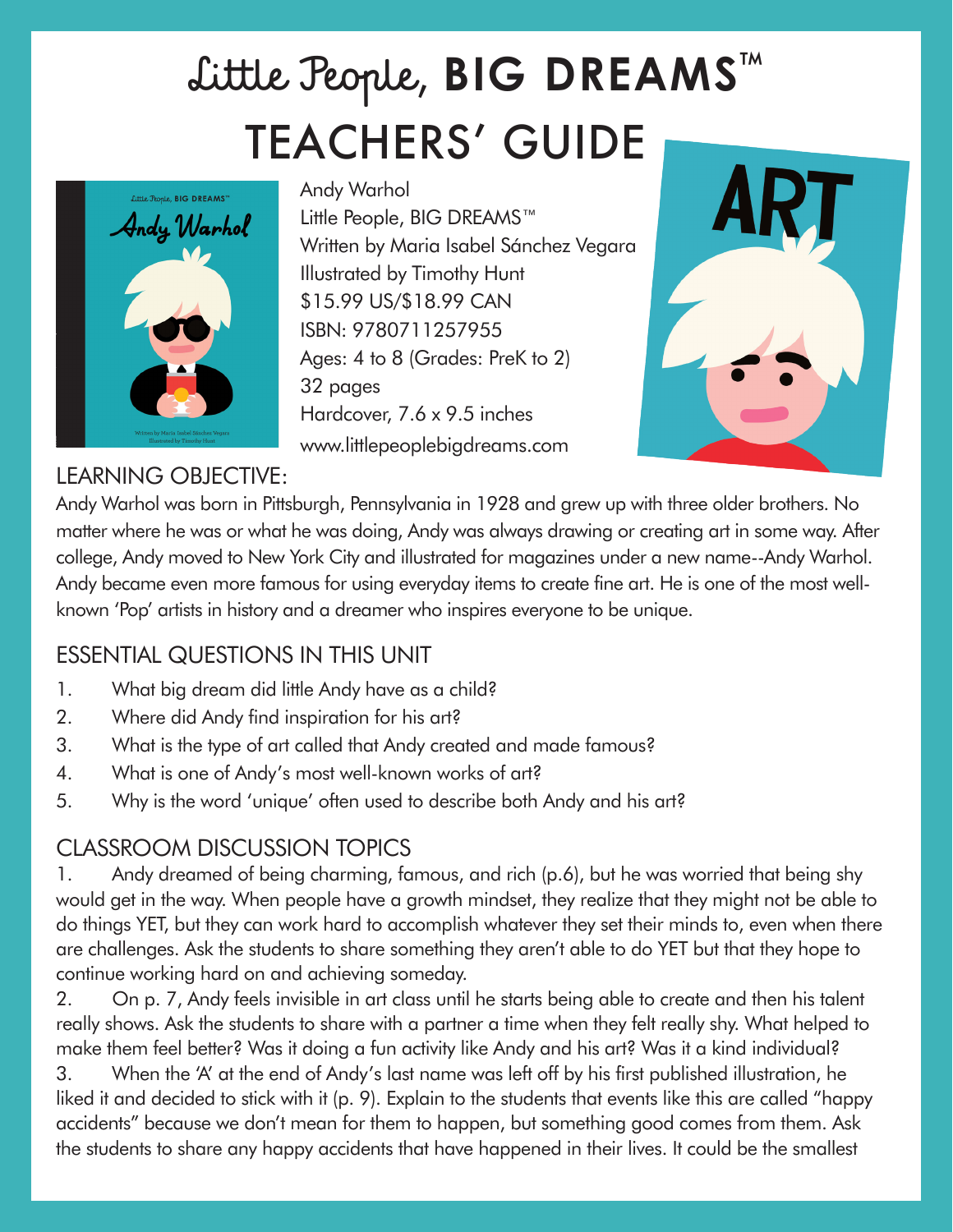# Little People, BIG DREAMS™ TEACHERS' GUIDE

Andy Warhol
Little People, BIG DREAMS™
Written by Maria Isabel Sánchez Vegara
Illustrated by Timothy Hunt
$15.99 US/$18.99 CAN
ISBN: 9780711257955
Ages: 4 to 8 (Grades: PreK to 2)
32 pages
Hardcover, 7.6 x 9.5 inches
www.littlepeoplebigdreams.com

## LEARNING OBJECTIVE:

Andy Warhol was born in Pittsburgh, Pennsylvania in 1928 and grew up with three older brothers. No matter where he was or what he was doing, Andy was always drawing or creating art in some way. After college, Andy moved to New York City and illustrated for magazines under a new name--Andy Warhol. Andy became even more famous for using everyday items to create fine art. He is one of the most well-known 'Pop' artists in history and a dreamer who inspires everyone to be unique.

## ESSENTIAL QUESTIONS IN THIS UNIT

1. What big dream did little Andy have as a child?
2. Where did Andy find inspiration for his art?
3. What is the type of art called that Andy created and made famous?
4. What is one of Andy's most well-known works of art?
5. Why is the word 'unique' often used to describe both Andy and his art?

## CLASSROOM DISCUSSION TOPICS

1. Andy dreamed of being charming, famous, and rich (p.6), but he was worried that being shy would get in the way. When people have a growth mindset, they realize that they might not be able to do things YET, but they can work hard to accomplish whatever they set their minds to, even when there are challenges. Ask the students to share something they aren't able to do YET but that they hope to continue working hard on and achieving someday.
2. On p. 7, Andy feels invisible in art class until he starts being able to create and then his talent really shows. Ask the students to share with a partner a time when they felt really shy. What helped to make them feel better? Was it doing a fun activity like Andy and his art? Was it a kind individual?
3. When the 'A' at the end of Andy's last name was left off by his first published illustration, he liked it and decided to stick with it (p. 9). Explain to the students that events like this are called "happy accidents" because we don't mean for them to happen, but something good comes from them. Ask the students to share any happy accidents that have happened in their lives. It could be the smallest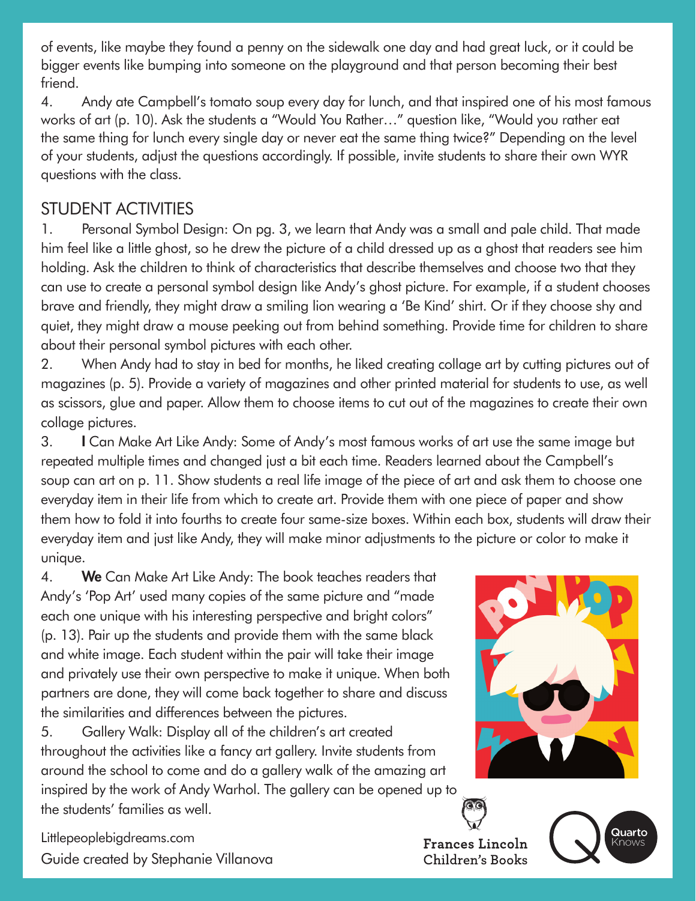of events, like maybe they found a penny on the sidewalk one day and had great luck, or it could be bigger events like bumping into someone on the playground and that person becoming their best friend.

4. Andy ate Campbell's tomato soup every day for lunch, and that inspired one of his most famous works of art (p. 10). Ask the students a "Would You Rather…" question like, "Would you rather eat the same thing for lunch every single day or never eat the same thing twice?" Depending on the level of your students, adjust the questions accordingly. If possible, invite students to share their own WYR questions with the class.

## STUDENT ACTIVITIES

1. Personal Symbol Design: On pg. 3, we learn that Andy was a small and pale child. That made him feel like a little ghost, so he drew the picture of a child dressed up as a ghost that readers see him holding. Ask the children to think of characteristics that describe themselves and choose two that they can use to create a personal symbol design like Andy's ghost picture. For example, if a student chooses brave and friendly, they might draw a smiling lion wearing a 'Be Kind' shirt. Or if they choose shy and quiet, they might draw a mouse peeking out from behind something. Provide time for children to share about their personal symbol pictures with each other.

2. When Andy had to stay in bed for months, he liked creating collage art by cutting pictures out of magazines (p. 5). Provide a variety of magazines and other printed material for students to use, as well as scissors, glue and paper. Allow them to choose items to cut out of the magazines to create their own collage pictures.

3. **I** Can Make Art Like Andy: Some of Andy's most famous works of art use the same image but repeated multiple times and changed just a bit each time. Readers learned about the Campbell's soup can art on p. 11. Show students a real life image of the piece of art and ask them to choose one everyday item in their life from which to create art. Provide them with one piece of paper and show them how to fold it into fourths to create four same-size boxes. Within each box, students will draw their everyday item and just like Andy, they will make minor adjustments to the picture or color to make it unique.

4. **We** Can Make Art Like Andy: The book teaches readers that Andy's 'Pop Art' used many copies of the same picture and "made each one unique with his interesting perspective and bright colors" (p. 13). Pair up the students and provide them with the same black and white image. Each student within the pair will take their image and privately use their own perspective to make it unique. When both partners are done, they will come back together to share and discuss the similarities and differences between the pictures.

5. Gallery Walk: Display all of the children's art created throughout the activities like a fancy art gallery. Invite students from around the school to come and do a gallery walk of the amazing art inspired by the work of Andy Warhol. The gallery can be opened up to the students' families as well.

Littlepeoplebigdreams.com
Guide created by Stephanie Villanova

Frances Lincoln Children's Books

Quarto Knows